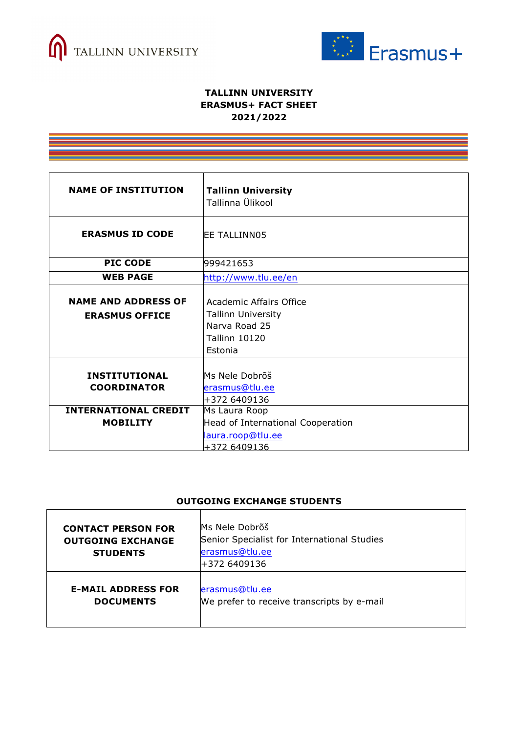# TALLINN UNIVERSITY
# ERASMUS+ FACT SHEET
# 2021/2022

| | |
|---|---|
| **NAME OF INSTITUTION** | **Tallinn University**<br>Tallinna Ülikool |
| **ERASMUS ID CODE** | EE TALLINN05 |
| **PIC CODE** | 999421653 |
| **WEB PAGE** | http://www.tlu.ee/en |
| **NAME AND ADDRESS OF ERASMUS OFFICE** | Academic Affairs Office<br>Tallinn University<br>Narva Road 25<br>Tallinn 10120<br>Estonia |
| **INSTITUTIONAL COORDINATOR** | Ms Nele Dobrõš<br>erasmus@tlu.ee<br>+372 6409136 |
| **INTERNATIONAL CREDIT MOBILITY** | Ms Laura Roop<br>Head of International Cooperation<br>laura.roop@tlu.ee<br>+372 6409136 |

## OUTGOING EXCHANGE STUDENTS

| | |
|---|---|
| **CONTACT PERSON FOR OUTGOING EXCHANGE STUDENTS** | Ms Nele Dobrõš<br>Senior Specialist for International Studies<br>erasmus@tlu.ee<br>+372 6409136 |
| **E-MAIL ADDRESS FOR DOCUMENTS** | erasmus@tlu.ee<br>We prefer to receive transcripts by e-mail |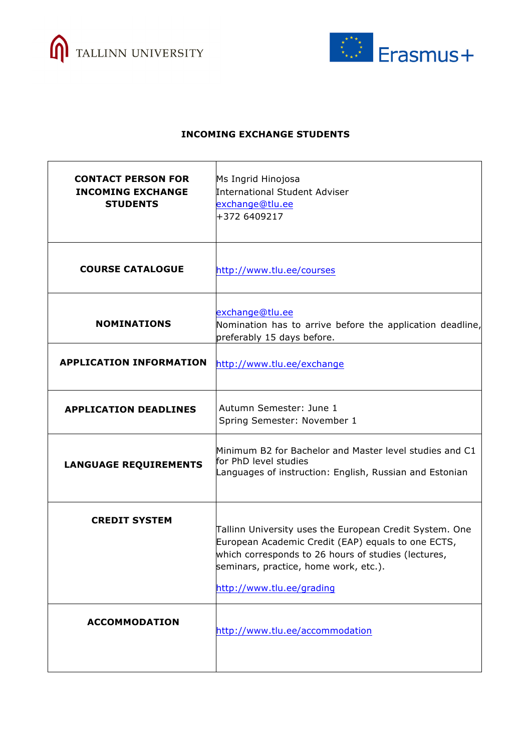TALLINN UNIVERSITY

Erasmus+

## INCOMING EXCHANGE STUDENTS

| | |
|---|---|
| **CONTACT PERSON FOR INCOMING EXCHANGE STUDENTS** | Ms Ingrid Hinojosa<br>International Student Adviser<br>exchange@tlu.ee<br>+372 6409217 |
| **COURSE CATALOGUE** | http://www.tlu.ee/courses |
| **NOMINATIONS** | exchange@tlu.ee<br>Nomination has to arrive before the application deadline, preferably 15 days before. |
| **APPLICATION INFORMATION** | http://www.tlu.ee/exchange |
| **APPLICATION DEADLINES** | Autumn Semester: June 1<br>Spring Semester: November 1 |
| **LANGUAGE REQUIREMENTS** | Minimum B2 for Bachelor and Master level studies and C1 for PhD level studies<br>Languages of instruction: English, Russian and Estonian |
| **CREDIT SYSTEM** | Tallinn University uses the European Credit System. One European Academic Credit (EAP) equals to one ECTS, which corresponds to 26 hours of studies (lectures, seminars, practice, home work, etc.).<br><br>http://www.tlu.ee/grading |
| **ACCOMMODATION** | http://www.tlu.ee/accommodation |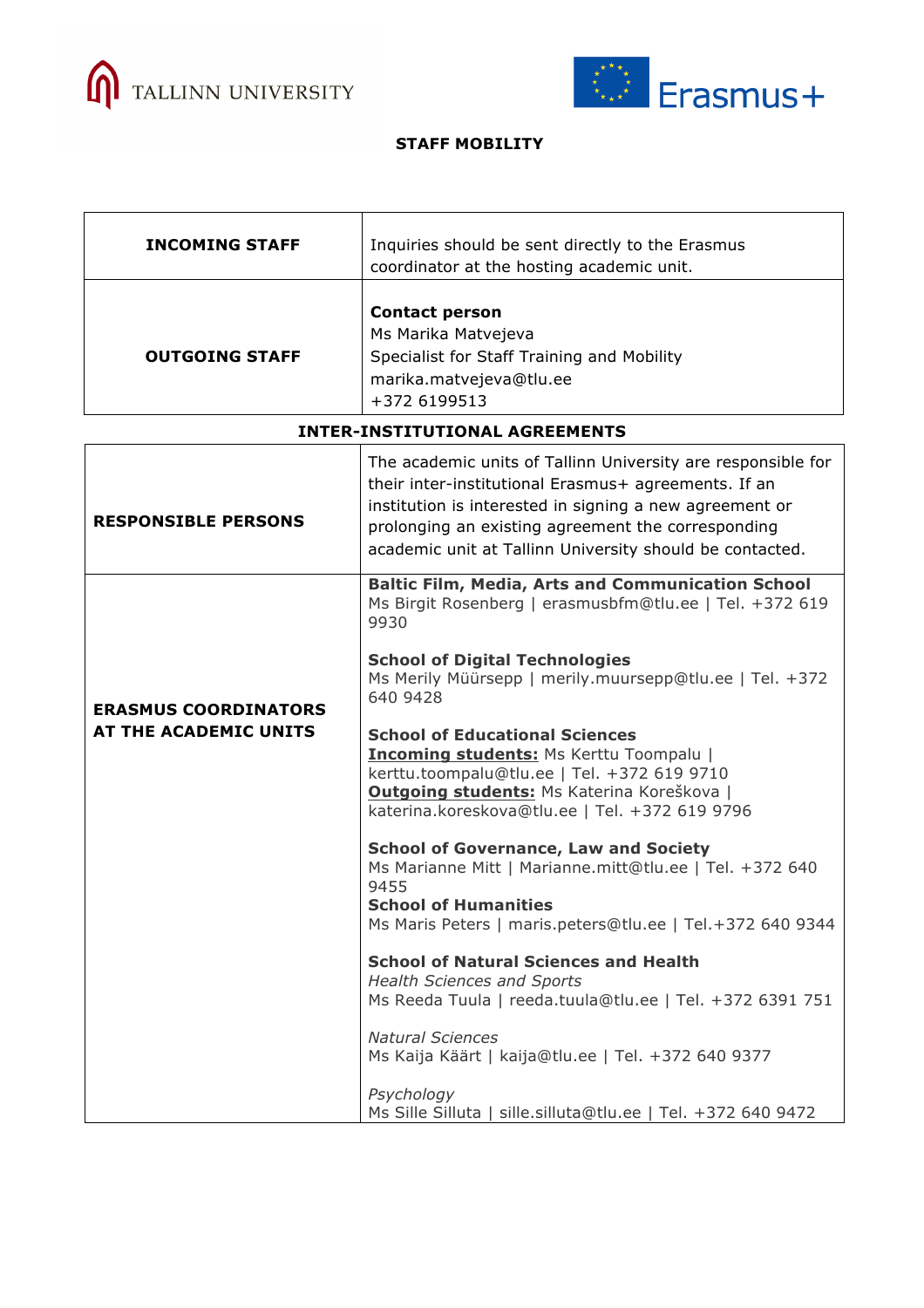TALLINN UNIVERSITY

Erasmus+

**STAFF MOBILITY**

| | |
|---|---|
| **INCOMING STAFF** | Inquiries should be sent directly to the Erasmus coordinator at the hosting academic unit. |
| **OUTGOING STAFF** | **Contact person**<br>Ms Marika Matvejeva<br>Specialist for Staff Training and Mobility<br>marika.matvejeva@tlu.ee<br>+372 6199513 |

**INTER-INSTITUTIONAL AGREEMENTS**

| | |
|---|---|
| **RESPONSIBLE PERSONS** | The academic units of Tallinn University are responsible for their inter-institutional Erasmus+ agreements. If an institution is interested in signing a new agreement or prolonging an existing agreement the corresponding academic unit at Tallinn University should be contacted. |
| **ERASMUS COORDINATORS AT THE ACADEMIC UNITS** | **Baltic Film, Media, Arts and Communication School**<br>Ms Birgit Rosenberg \| erasmusbfm@tlu.ee \| Tel. +372 619 9930<br><br>**School of Digital Technologies**<br>Ms Merily Müürsepp \| merily.muursepp@tlu.ee \| Tel. +372 640 9428<br><br>**School of Educational Sciences**<br>**Incoming students:** Ms Kerttu Toompalu \| kerttu.toompalu@tlu.ee \| Tel. +372 619 9710<br>**Outgoing students:** Ms Katerina Koreškova \| katerina.koreskova@tlu.ee \| Tel. +372 619 9796<br><br>**School of Governance, Law and Society**<br>Ms Marianne Mitt \| Marianne.mitt@tlu.ee \| Tel. +372 640 9455<br>**School of Humanities**<br>Ms Maris Peters \| maris.peters@tlu.ee \| Tel.+372 640 9344<br><br>**School of Natural Sciences and Health**<br>*Health Sciences and Sports*<br>Ms Reeda Tuula \| reeda.tuula@tlu.ee \| Tel. +372 6391 751<br><br>*Natural Sciences*<br>Ms Kaija Käärt \| kaija@tlu.ee \| Tel. +372 640 9377<br><br>*Psychology*<br>Ms Sille Silluta \| sille.silluta@tlu.ee \| Tel. +372 640 9472 |